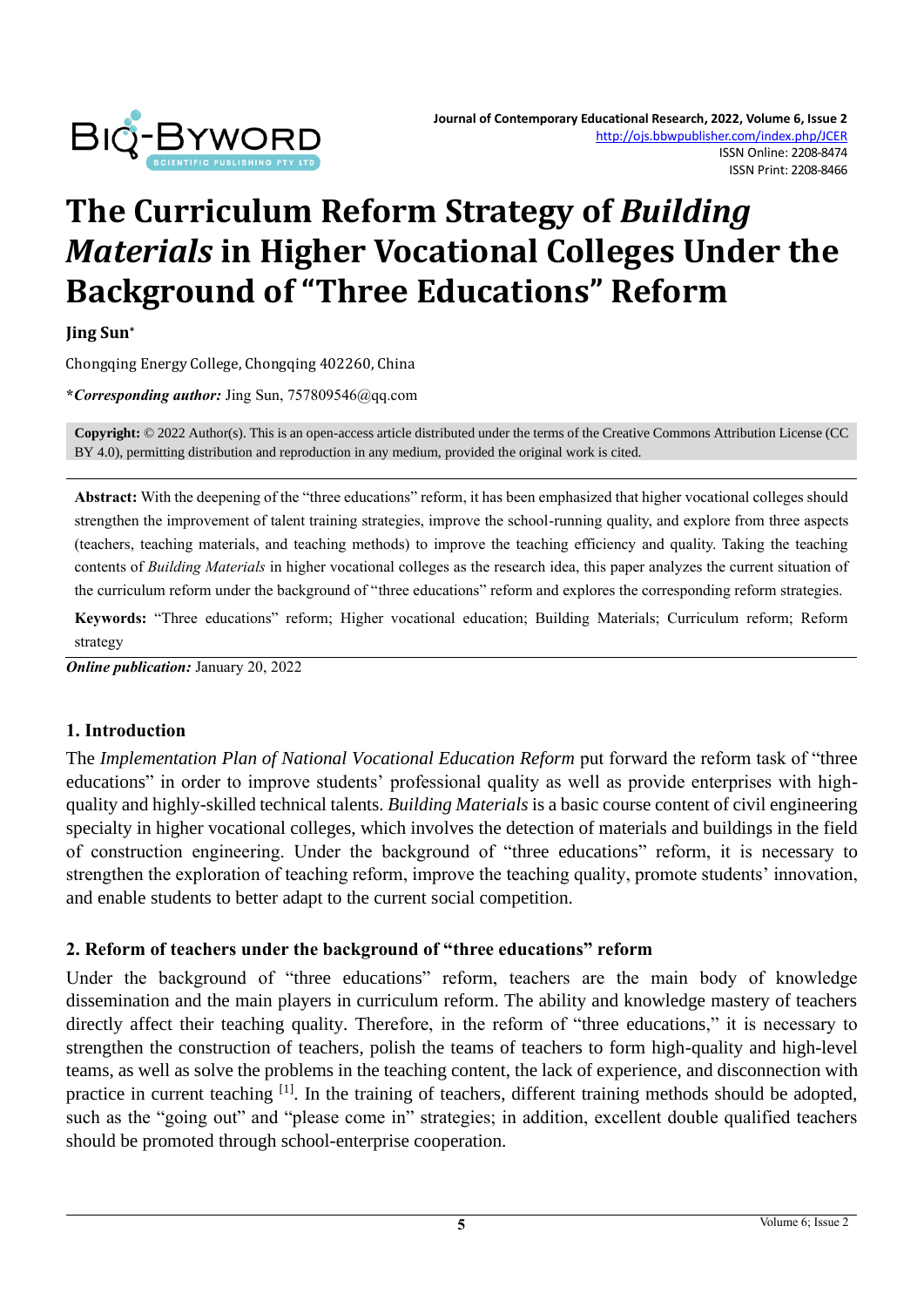# The Curriculum Reform Strategy of *Building Materials* in Higher Vocational Colleges Under the Background of "Three Educations" Reform

**Jing Sun***

Chongqing Energy College, Chongqing 402260, China

***Corresponding author:*** Jing Sun, 757809546@qq.com

**Copyright:** © 2022 Author(s). This is an open-access article distributed under the terms of the Creative Commons Attribution License (CC BY 4.0), permitting distribution and reproduction in any medium, provided the original work is cited.

**Abstract:** With the deepening of the "three educations" reform, it has been emphasized that higher vocational colleges should strengthen the improvement of talent training strategies, improve the school-running quality, and explore from three aspects (teachers, teaching materials, and teaching methods) to improve the teaching efficiency and quality. Taking the teaching contents of *Building Materials* in higher vocational colleges as the research idea, this paper analyzes the current situation of the curriculum reform under the background of "three educations" reform and explores the corresponding reform strategies.

**Keywords:** "Three educations" reform; Higher vocational education; Building Materials; Curriculum reform; Reform strategy

***Online publication:*** January 20, 2022

## 1. Introduction

The *Implementation Plan of National Vocational Education Reform* put forward the reform task of "three educations" in order to improve students' professional quality as well as provide enterprises with high-quality and highly-skilled technical talents. *Building Materials* is a basic course content of civil engineering specialty in higher vocational colleges, which involves the detection of materials and buildings in the field of construction engineering. Under the background of "three educations" reform, it is necessary to strengthen the exploration of teaching reform, improve the teaching quality, promote students' innovation, and enable students to better adapt to the current social competition.

## 2. Reform of teachers under the background of "three educations" reform

Under the background of "three educations" reform, teachers are the main body of knowledge dissemination and the main players in curriculum reform. The ability and knowledge mastery of teachers directly affect their teaching quality. Therefore, in the reform of "three educations," it is necessary to strengthen the construction of teachers, polish the teams of teachers to form high-quality and high-level teams, as well as solve the problems in the teaching content, the lack of experience, and disconnection with practice in current teaching [1]. In the training of teachers, different training methods should be adopted, such as the "going out" and "please come in" strategies; in addition, excellent double qualified teachers should be promoted through school-enterprise cooperation.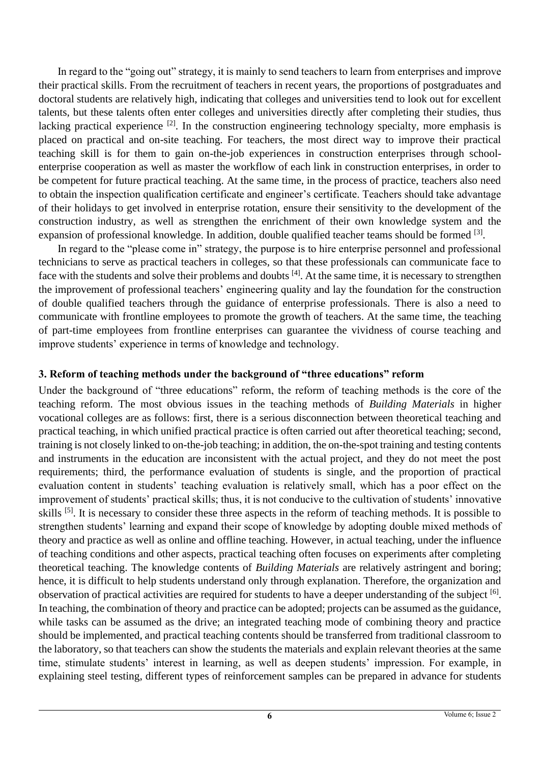In regard to the "going out" strategy, it is mainly to send teachers to learn from enterprises and improve their practical skills. From the recruitment of teachers in recent years, the proportions of postgraduates and doctoral students are relatively high, indicating that colleges and universities tend to look out for excellent talents, but these talents often enter colleges and universities directly after completing their studies, thus lacking practical experience [2]. In the construction engineering technology specialty, more emphasis is placed on practical and on-site teaching. For teachers, the most direct way to improve their practical teaching skill is for them to gain on-the-job experiences in construction enterprises through school-enterprise cooperation as well as master the workflow of each link in construction enterprises, in order to be competent for future practical teaching. At the same time, in the process of practice, teachers also need to obtain the inspection qualification certificate and engineer's certificate. Teachers should take advantage of their holidays to get involved in enterprise rotation, ensure their sensitivity to the development of the construction industry, as well as strengthen the enrichment of their own knowledge system and the expansion of professional knowledge. In addition, double qualified teacher teams should be formed [3].

In regard to the "please come in" strategy, the purpose is to hire enterprise personnel and professional technicians to serve as practical teachers in colleges, so that these professionals can communicate face to face with the students and solve their problems and doubts [4]. At the same time, it is necessary to strengthen the improvement of professional teachers' engineering quality and lay the foundation for the construction of double qualified teachers through the guidance of enterprise professionals. There is also a need to communicate with frontline employees to promote the growth of teachers. At the same time, the teaching of part-time employees from frontline enterprises can guarantee the vividness of course teaching and improve students' experience in terms of knowledge and technology.

## 3. Reform of teaching methods under the background of "three educations" reform

Under the background of "three educations" reform, the reform of teaching methods is the core of the teaching reform. The most obvious issues in the teaching methods of *Building Materials* in higher vocational colleges are as follows: first, there is a serious disconnection between theoretical teaching and practical teaching, in which unified practical practice is often carried out after theoretical teaching; second, training is not closely linked to on-the-job teaching; in addition, the on-the-spot training and testing contents and instruments in the education are inconsistent with the actual project, and they do not meet the post requirements; third, the performance evaluation of students is single, and the proportion of practical evaluation content in students' teaching evaluation is relatively small, which has a poor effect on the improvement of students' practical skills; thus, it is not conducive to the cultivation of students' innovative skills [5]. It is necessary to consider these three aspects in the reform of teaching methods. It is possible to strengthen students' learning and expand their scope of knowledge by adopting double mixed methods of theory and practice as well as online and offline teaching. However, in actual teaching, under the influence of teaching conditions and other aspects, practical teaching often focuses on experiments after completing theoretical teaching. The knowledge contents of *Building Materials* are relatively astringent and boring; hence, it is difficult to help students understand only through explanation. Therefore, the organization and observation of practical activities are required for students to have a deeper understanding of the subject [6]. In teaching, the combination of theory and practice can be adopted; projects can be assumed as the guidance, while tasks can be assumed as the drive; an integrated teaching mode of combining theory and practice should be implemented, and practical teaching contents should be transferred from traditional classroom to the laboratory, so that teachers can show the students the materials and explain relevant theories at the same time, stimulate students' interest in learning, as well as deepen students' impression. For example, in explaining steel testing, different types of reinforcement samples can be prepared in advance for students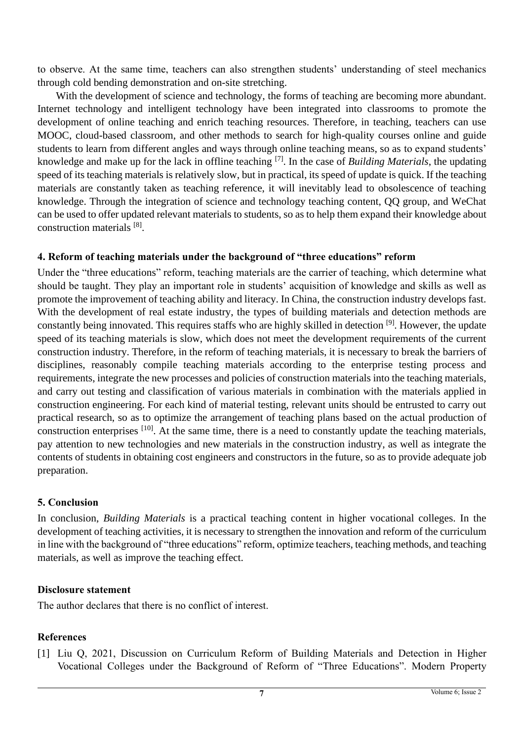to observe. At the same time, teachers can also strengthen students' understanding of steel mechanics through cold bending demonstration and on-site stretching.

With the development of science and technology, the forms of teaching are becoming more abundant. Internet technology and intelligent technology have been integrated into classrooms to promote the development of online teaching and enrich teaching resources. Therefore, in teaching, teachers can use MOOC, cloud-based classroom, and other methods to search for high-quality courses online and guide students to learn from different angles and ways through online teaching means, so as to expand students' knowledge and make up for the lack in offline teaching [7]. In the case of *Building Materials*, the updating speed of its teaching materials is relatively slow, but in practical, its speed of update is quick. If the teaching materials are constantly taken as teaching reference, it will inevitably lead to obsolescence of teaching knowledge. Through the integration of science and technology teaching content, QQ group, and WeChat can be used to offer updated relevant materials to students, so as to help them expand their knowledge about construction materials [8].

## 4. Reform of teaching materials under the background of "three educations" reform

Under the "three educations" reform, teaching materials are the carrier of teaching, which determine what should be taught. They play an important role in students' acquisition of knowledge and skills as well as promote the improvement of teaching ability and literacy. In China, the construction industry develops fast. With the development of real estate industry, the types of building materials and detection methods are constantly being innovated. This requires staffs who are highly skilled in detection [9]. However, the update speed of its teaching materials is slow, which does not meet the development requirements of the current construction industry. Therefore, in the reform of teaching materials, it is necessary to break the barriers of disciplines, reasonably compile teaching materials according to the enterprise testing process and requirements, integrate the new processes and policies of construction materials into the teaching materials, and carry out testing and classification of various materials in combination with the materials applied in construction engineering. For each kind of material testing, relevant units should be entrusted to carry out practical research, so as to optimize the arrangement of teaching plans based on the actual production of construction enterprises [10]. At the same time, there is a need to constantly update the teaching materials, pay attention to new technologies and new materials in the construction industry, as well as integrate the contents of students in obtaining cost engineers and constructors in the future, so as to provide adequate job preparation.

## 5. Conclusion

In conclusion, *Building Materials* is a practical teaching content in higher vocational colleges. In the development of teaching activities, it is necessary to strengthen the innovation and reform of the curriculum in line with the background of "three educations" reform, optimize teachers, teaching methods, and teaching materials, as well as improve the teaching effect.

## Disclosure statement

The author declares that there is no conflict of interest.

## References

[1] Liu Q, 2021, Discussion on Curriculum Reform of Building Materials and Detection in Higher Vocational Colleges under the Background of Reform of "Three Educations". Modern Property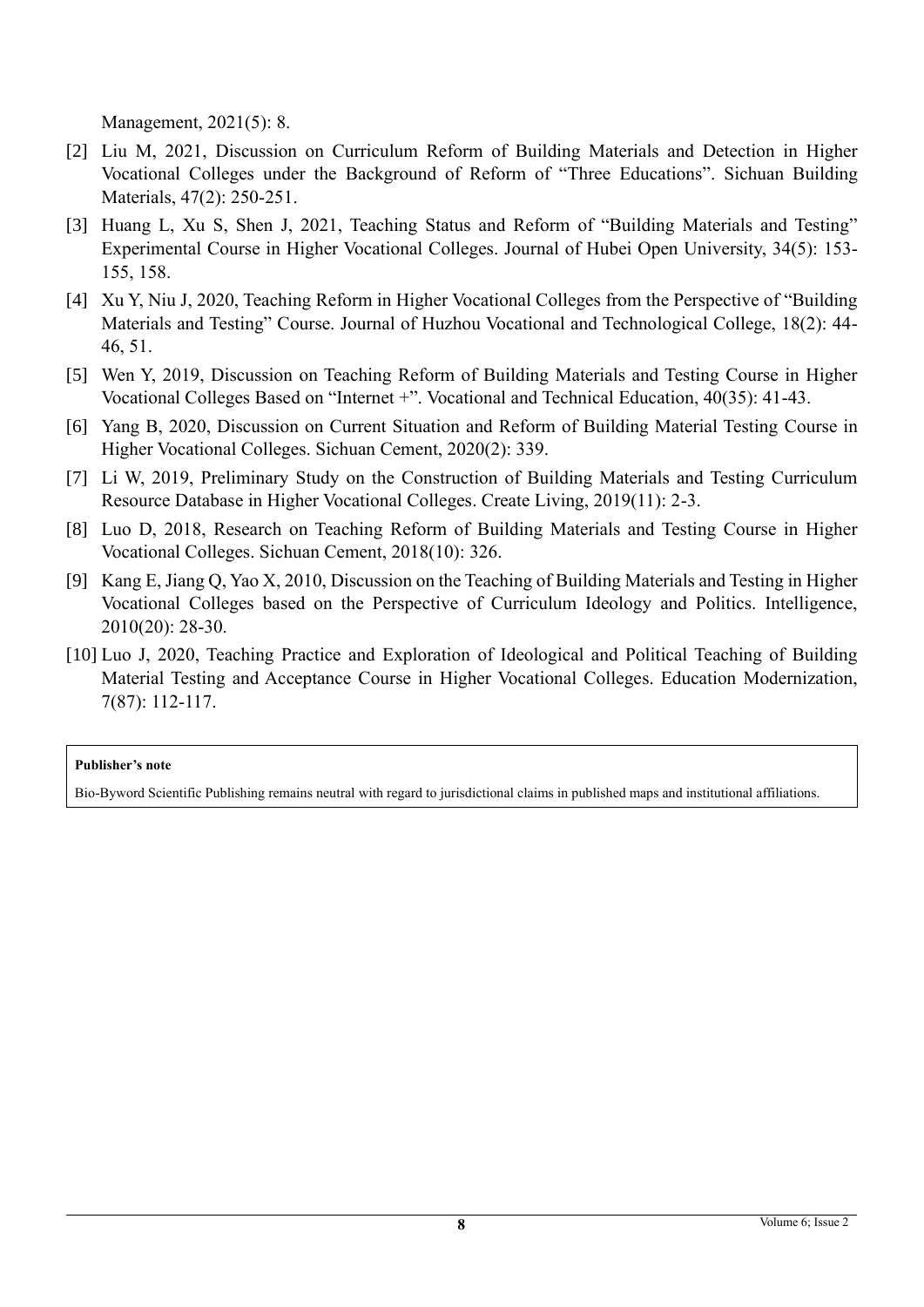Management, 2021(5): 8.

[2] Liu M, 2021, Discussion on Curriculum Reform of Building Materials and Detection in Higher Vocational Colleges under the Background of Reform of "Three Educations". Sichuan Building Materials, 47(2): 250-251.

[3] Huang L, Xu S, Shen J, 2021, Teaching Status and Reform of "Building Materials and Testing" Experimental Course in Higher Vocational Colleges. Journal of Hubei Open University, 34(5): 153-155, 158.

[4] Xu Y, Niu J, 2020, Teaching Reform in Higher Vocational Colleges from the Perspective of "Building Materials and Testing" Course. Journal of Huzhou Vocational and Technological College, 18(2): 44-46, 51.

[5] Wen Y, 2019, Discussion on Teaching Reform of Building Materials and Testing Course in Higher Vocational Colleges Based on "Internet +". Vocational and Technical Education, 40(35): 41-43.

[6] Yang B, 2020, Discussion on Current Situation and Reform of Building Material Testing Course in Higher Vocational Colleges. Sichuan Cement, 2020(2): 339.

[7] Li W, 2019, Preliminary Study on the Construction of Building Materials and Testing Curriculum Resource Database in Higher Vocational Colleges. Create Living, 2019(11): 2-3.

[8] Luo D, 2018, Research on Teaching Reform of Building Materials and Testing Course in Higher Vocational Colleges. Sichuan Cement, 2018(10): 326.

[9] Kang E, Jiang Q, Yao X, 2010, Discussion on the Teaching of Building Materials and Testing in Higher Vocational Colleges based on the Perspective of Curriculum Ideology and Politics. Intelligence, 2010(20): 28-30.

[10] Luo J, 2020, Teaching Practice and Exploration of Ideological and Political Teaching of Building Material Testing and Acceptance Course in Higher Vocational Colleges. Education Modernization, 7(87): 112-117.

**Publisher's note**

Bio-Byword Scientific Publishing remains neutral with regard to jurisdictional claims in published maps and institutional affiliations.